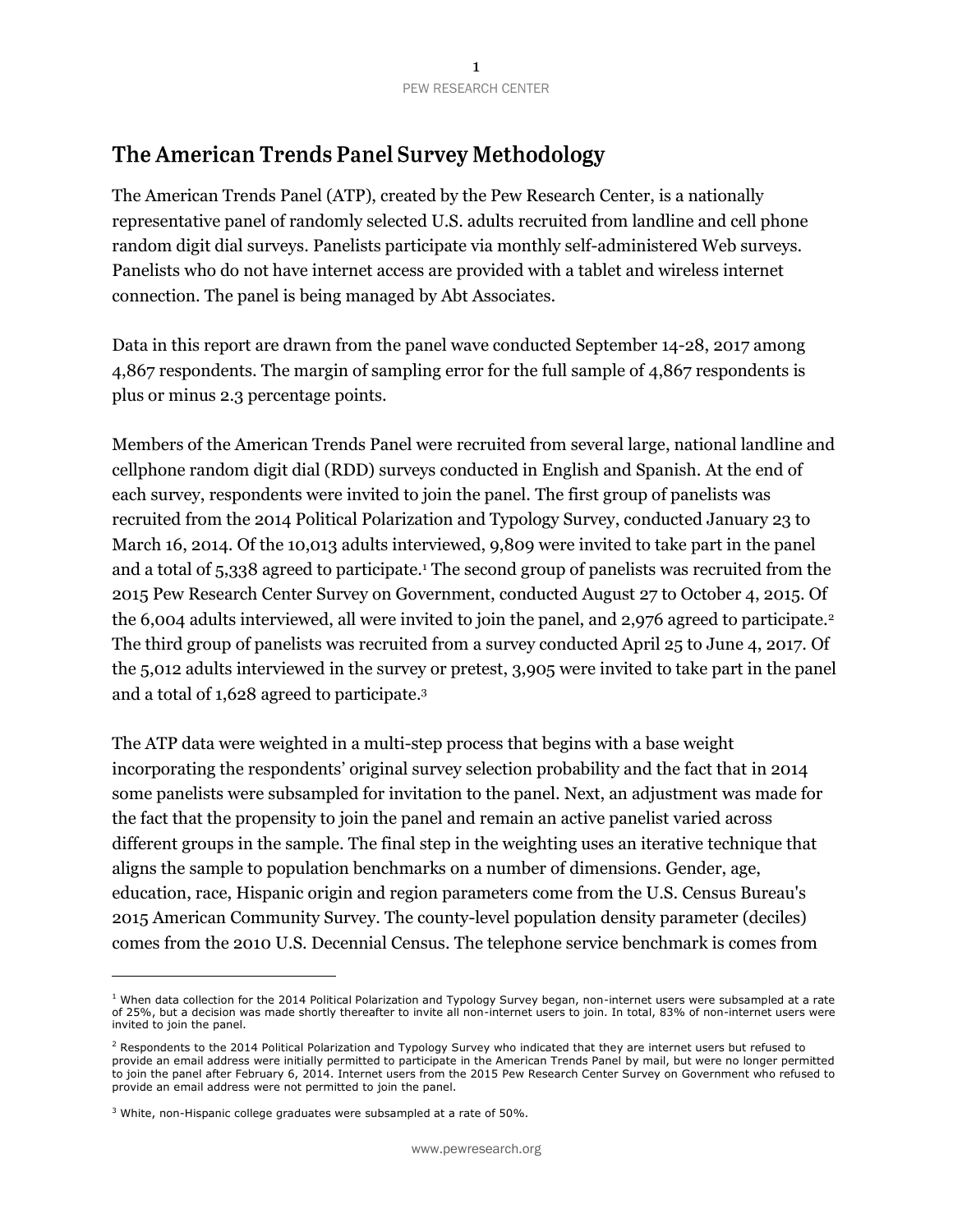# The American Trends Panel Survey Methodology

The American Trends Panel (ATP), created by the Pew Research Center, is a nationally representative panel of randomly selected U.S. adults recruited from landline and cell phone random digit dial surveys. Panelists participate via monthly self-administered Web surveys. Panelists who do not have internet access are provided with a tablet and wireless internet connection. The panel is being managed by Abt Associates.

Data in this report are drawn from the panel wave conducted September 14-28, 2017 among 4,867 respondents. The margin of sampling error for the full sample of 4,867 respondents is plus or minus 2.3 percentage points.

Members of the American Trends Panel were recruited from several large, national landline and cellphone random digit dial (RDD) surveys conducted in English and Spanish. At the end of each survey, respondents were invited to join the panel. The first group of panelists was recruited from the 2014 Political Polarization and Typology Survey, conducted January 23 to March 16, 2014. Of the 10,013 adults interviewed, 9,809 were invited to take part in the panel and a total of 5,338 agreed to participate.[1] The second group of panelists was recruited from the 2015 Pew Research Center Survey on Government, conducted August 27 to October 4, 2015. Of the 6,004 adults interviewed, all were invited to join the panel, and 2,976 agreed to participate.[2] The third group of panelists was recruited from a survey conducted April 25 to June 4, 2017. Of the 5,012 adults interviewed in the survey or pretest, 3,905 were invited to take part in the panel and a total of 1,628 agreed to participate.[3]

The ATP data were weighted in a multi-step process that begins with a base weight incorporating the respondents' original survey selection probability and the fact that in 2014 some panelists were subsampled for invitation to the panel. Next, an adjustment was made for the fact that the propensity to join the panel and remain an active panelist varied across different groups in the sample. The final step in the weighting uses an iterative technique that aligns the sample to population benchmarks on a number of dimensions. Gender, age, education, race, Hispanic origin and region parameters come from the U.S. Census Bureau's 2015 American Community Survey. The county-level population density parameter (deciles) comes from the 2010 U.S. Decennial Census. The telephone service benchmark is comes from

---

[1] When data collection for the 2014 Political Polarization and Typology Survey began, non-internet users were subsampled at a rate of 25%, but a decision was made shortly thereafter to invite all non-internet users to join. In total, 83% of non-internet users were invited to join the panel.

[2] Respondents to the 2014 Political Polarization and Typology Survey who indicated that they are internet users but refused to provide an email address were initially permitted to participate in the American Trends Panel by mail, but were no longer permitted to join the panel after February 6, 2014. Internet users from the 2015 Pew Research Center Survey on Government who refused to provide an email address were not permitted to join the panel.

[3] White, non-Hispanic college graduates were subsampled at a rate of 50%.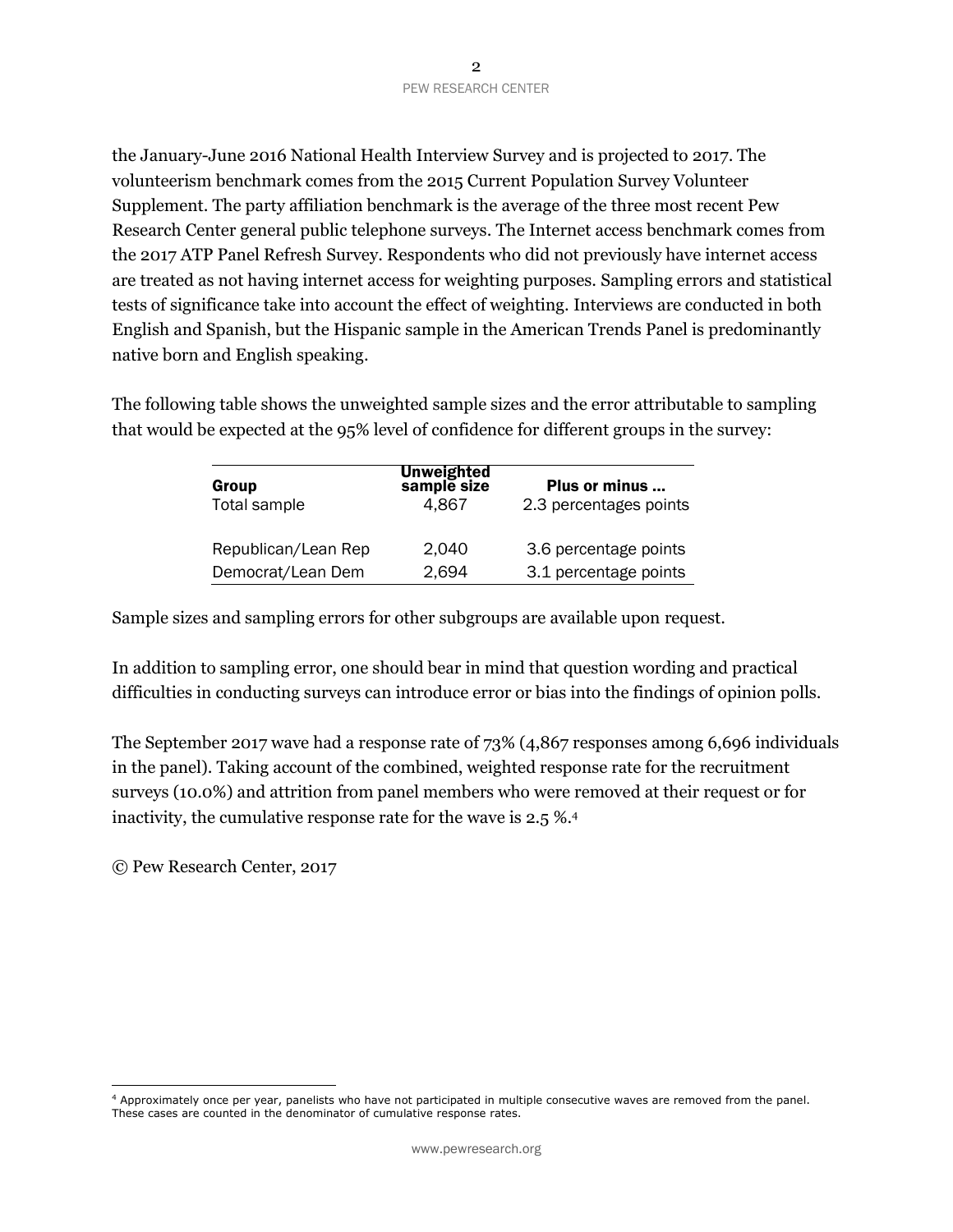the January-June 2016 National Health Interview Survey and is projected to 2017. The volunteerism benchmark comes from the 2015 Current Population Survey Volunteer Supplement. The party affiliation benchmark is the average of the three most recent Pew Research Center general public telephone surveys. The Internet access benchmark comes from the 2017 ATP Panel Refresh Survey. Respondents who did not previously have internet access are treated as not having internet access for weighting purposes. Sampling errors and statistical tests of significance take into account the effect of weighting. Interviews are conducted in both English and Spanish, but the Hispanic sample in the American Trends Panel is predominantly native born and English speaking.

The following table shows the unweighted sample sizes and the error attributable to sampling that would be expected at the 95% level of confidence for different groups in the survey:

| Group | Unweighted sample size | Plus or minus ... |
|---|---|---|
| Total sample | 4,867 | 2.3 percentages points |
| Republican/Lean Rep | 2,040 | 3.6 percentage points |
| Democrat/Lean Dem | 2,694 | 3.1 percentage points |

Sample sizes and sampling errors for other subgroups are available upon request.

In addition to sampling error, one should bear in mind that question wording and practical difficulties in conducting surveys can introduce error or bias into the findings of opinion polls.

The September 2017 wave had a response rate of 73% (4,867 responses among 6,696 individuals in the panel). Taking account of the combined, weighted response rate for the recruitment surveys (10.0%) and attrition from panel members who were removed at their request or for inactivity, the cumulative response rate for the wave is 2.5 %.[4]

© Pew Research Center, 2017

[4] Approximately once per year, panelists who have not participated in multiple consecutive waves are removed from the panel. These cases are counted in the denominator of cumulative response rates.